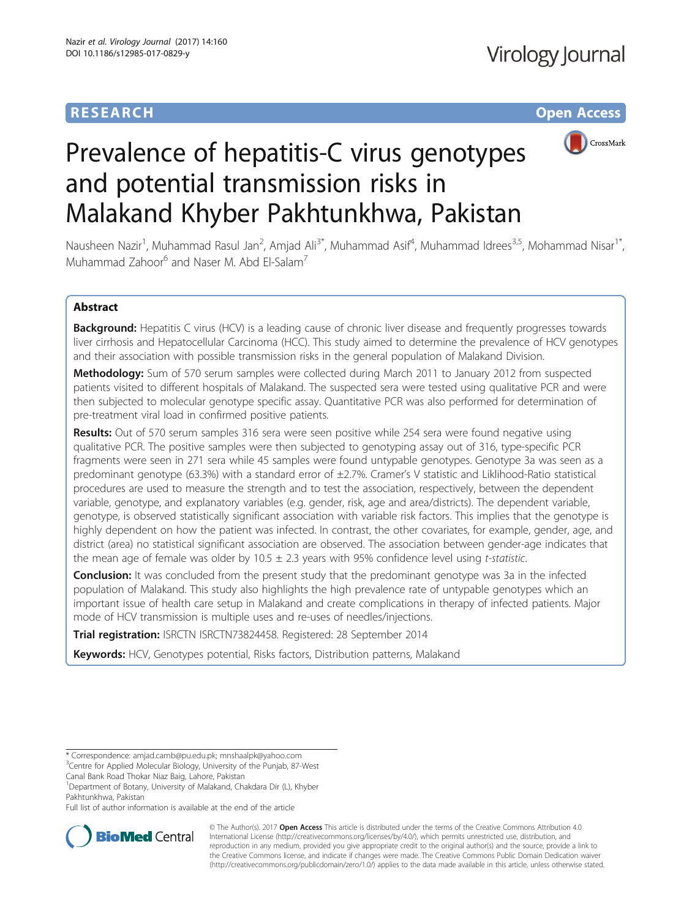RESEARCH Open Access

# Prevalence of hepatitis-C virus genotypes and potential transmission risks in Malakand Khyber Pakhtunkhwa, Pakistan

Nausheen Nazir[1], Muhammad Rasul Jan[2], Amjad Ali[3*], Muhammad Asif[4], Muhammad Idrees[3,5], Mohammad Nisar[1*], Muhammad Zahoor[6] and Naser M. Abd El-Salam[7]

## Abstract

**Background:** Hepatitis C virus (HCV) is a leading cause of chronic liver disease and frequently progresses towards liver cirrhosis and Hepatocellular Carcinoma (HCC). This study aimed to determine the prevalence of HCV genotypes and their association with possible transmission risks in the general population of Malakand Division.

**Methodology:** Sum of 570 serum samples were collected during March 2011 to January 2012 from suspected patients visited to different hospitals of Malakand. The suspected sera were tested using qualitative PCR and were then subjected to molecular genotype specific assay. Quantitative PCR was also performed for determination of pre-treatment viral load in confirmed positive patients.

**Results:** Out of 570 serum samples 316 sera were seen positive while 254 sera were found negative using qualitative PCR. The positive samples were then subjected to genotyping assay out of 316, type-specific PCR fragments were seen in 271 sera while 45 samples were found untypable genotypes. Genotype 3a was seen as a predominant genotype (63.3%) with a standard error of ±2.7%. Cramer's V statistic and Liklihood-Ratio statistical procedures are used to measure the strength and to test the association, respectively, between the dependent variable, genotype, and explanatory variables (e.g. gender, risk, age and area/districts). The dependent variable, genotype, is observed statistically significant association with variable risk factors. This implies that the genotype is highly dependent on how the patient was infected. In contrast, the other covariates, for example, gender, age, and district (area) no statistical significant association are observed. The association between gender-age indicates that the mean age of female was older by 10.5 ± 2.3 years with 95% confidence level using *t-statistic*.

**Conclusion:** It was concluded from the present study that the predominant genotype was 3a in the infected population of Malakand. This study also highlights the high prevalence rate of untypable genotypes which an important issue of health care setup in Malakand and create complications in therapy of infected patients. Major mode of HCV transmission is multiple uses and re-uses of needles/injections.

**Trial registration:** ISRCTN ISRCTN73824458. Registered: 28 September 2014

**Keywords:** HCV, Genotypes potential, Risks factors, Distribution patterns, Malakand

\* Correspondence: amjad.camb@pu.edu.pk; mnshaalpk@yahoo.com
[3]Centre for Applied Molecular Biology, University of the Punjab, 87-West Canal Bank Road Thokar Niaz Baig, Lahore, Pakistan
[1]Department of Botany, University of Malakand, Chakdara Dir (L), Khyber Pakhtunkhwa, Pakistan
Full list of author information is available at the end of the article

© The Author(s). 2017 **Open Access** This article is distributed under the terms of the Creative Commons Attribution 4.0 International License (http://creativecommons.org/licenses/by/4.0/), which permits unrestricted use, distribution, and reproduction in any medium, provided you give appropriate credit to the original author(s) and the source, provide a link to the Creative Commons license, and indicate if changes were made. The Creative Commons Public Domain Dedication waiver (http://creativecommons.org/publicdomain/zero/1.0/) applies to the data made available in this article, unless otherwise stated.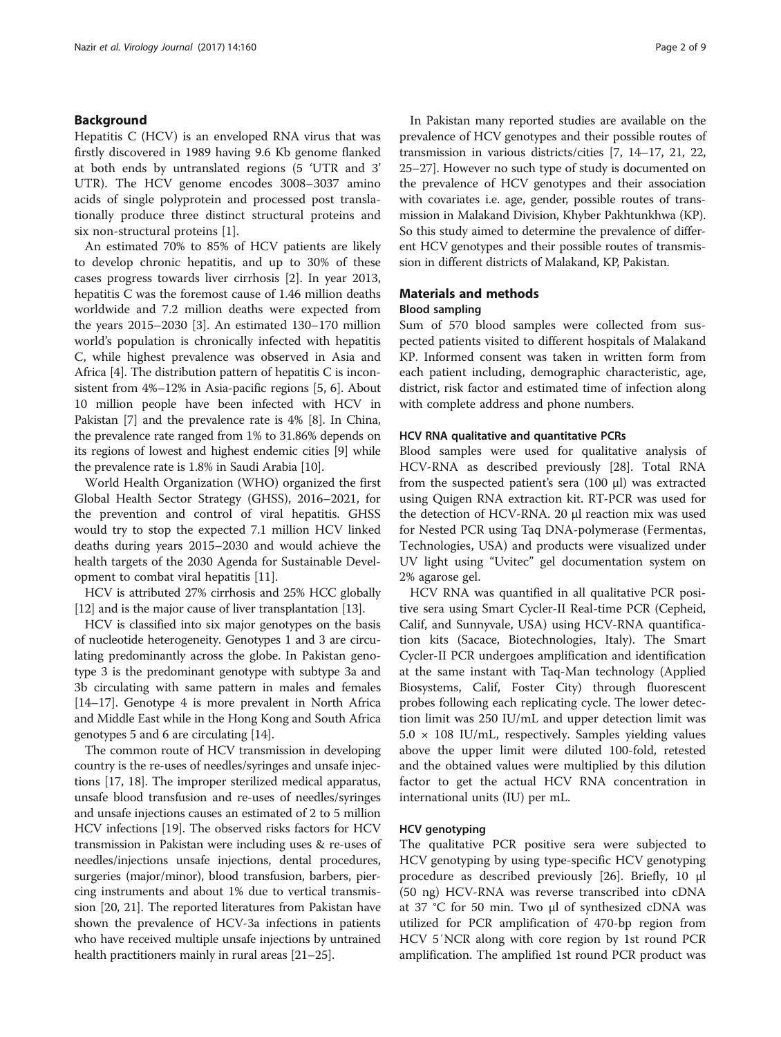## Background

Hepatitis C (HCV) is an enveloped RNA virus that was firstly discovered in 1989 having 9.6 Kb genome flanked at both ends by untranslated regions (5 'UTR and 3' UTR). The HCV genome encodes 3008–3037 amino acids of single polyprotein and processed post translationally produce three distinct structural proteins and six non-structural proteins [1].

An estimated 70% to 85% of HCV patients are likely to develop chronic hepatitis, and up to 30% of these cases progress towards liver cirrhosis [2]. In year 2013, hepatitis C was the foremost cause of 1.46 million deaths worldwide and 7.2 million deaths were expected from the years 2015–2030 [3]. An estimated 130–170 million world's population is chronically infected with hepatitis C, while highest prevalence was observed in Asia and Africa [4]. The distribution pattern of hepatitis C is inconsistent from 4%–12% in Asia-pacific regions [5, 6]. About 10 million people have been infected with HCV in Pakistan [7] and the prevalence rate is 4% [8]. In China, the prevalence rate ranged from 1% to 31.86% depends on its regions of lowest and highest endemic cities [9] while the prevalence rate is 1.8% in Saudi Arabia [10].

World Health Organization (WHO) organized the first Global Health Sector Strategy (GHSS), 2016–2021, for the prevention and control of viral hepatitis. GHSS would try to stop the expected 7.1 million HCV linked deaths during years 2015–2030 and would achieve the health targets of the 2030 Agenda for Sustainable Development to combat viral hepatitis [11].

HCV is attributed 27% cirrhosis and 25% HCC globally [12] and is the major cause of liver transplantation [13].

HCV is classified into six major genotypes on the basis of nucleotide heterogeneity. Genotypes 1 and 3 are circulating predominantly across the globe. In Pakistan genotype 3 is the predominant genotype with subtype 3a and 3b circulating with same pattern in males and females [14–17]. Genotype 4 is more prevalent in North Africa and Middle East while in the Hong Kong and South Africa genotypes 5 and 6 are circulating [14].

The common route of HCV transmission in developing country is the re-uses of needles/syringes and unsafe injections [17, 18]. The improper sterilized medical apparatus, unsafe blood transfusion and re-uses of needles/syringes and unsafe injections causes an estimated of 2 to 5 million HCV infections [19]. The observed risks factors for HCV transmission in Pakistan were including uses & re-uses of needles/injections unsafe injections, dental procedures, surgeries (major/minor), blood transfusion, barbers, piercing instruments and about 1% due to vertical transmission [20, 21]. The reported literatures from Pakistan have shown the prevalence of HCV-3a infections in patients who have received multiple unsafe injections by untrained health practitioners mainly in rural areas [21–25].

In Pakistan many reported studies are available on the prevalence of HCV genotypes and their possible routes of transmission in various districts/cities [7, 14–17, 21, 22, 25–27]. However no such type of study is documented on the prevalence of HCV genotypes and their association with covariates i.e. age, gender, possible routes of transmission in Malakand Division, Khyber Pakhtunkhwa (KP). So this study aimed to determine the prevalence of different HCV genotypes and their possible routes of transmission in different districts of Malakand, KP, Pakistan.

## Materials and methods

### Blood sampling

Sum of 570 blood samples were collected from suspected patients visited to different hospitals of Malakand KP. Informed consent was taken in written form from each patient including, demographic characteristic, age, district, risk factor and estimated time of infection along with complete address and phone numbers.

### HCV RNA qualitative and quantitative PCRs

Blood samples were used for qualitative analysis of HCV-RNA as described previously [28]. Total RNA from the suspected patient's sera (100 μl) was extracted using Quigen RNA extraction kit. RT-PCR was used for the detection of HCV-RNA. 20 μl reaction mix was used for Nested PCR using Taq DNA-polymerase (Fermentas, Technologies, USA) and products were visualized under UV light using "Uvitec" gel documentation system on 2% agarose gel.

HCV RNA was quantified in all qualitative PCR positive sera using Smart Cycler-II Real-time PCR (Cepheid, Calif, and Sunnyvale, USA) using HCV-RNA quantification kits (Sacace, Biotechnologies, Italy). The Smart Cycler-II PCR undergoes amplification and identification at the same instant with Taq-Man technology (Applied Biosystems, Calif, Foster City) through fluorescent probes following each replicating cycle. The lower detection limit was 250 IU/mL and upper detection limit was $5.0 \times 108$ IU/mL, respectively. Samples yielding values above the upper limit were diluted 100-fold, retested and the obtained values were multiplied by this dilution factor to get the actual HCV RNA concentration in international units (IU) per mL.

### HCV genotyping

The qualitative PCR positive sera were subjected to HCV genotyping by using type-specific HCV genotyping procedure as described previously [26]. Briefly, 10 μl (50 ng) HCV-RNA was reverse transcribed into cDNA at 37 °C for 50 min. Two μl of synthesized cDNA was utilized for PCR amplification of 470-bp region from HCV 5′NCR along with core region by 1st round PCR amplification. The amplified 1st round PCR product was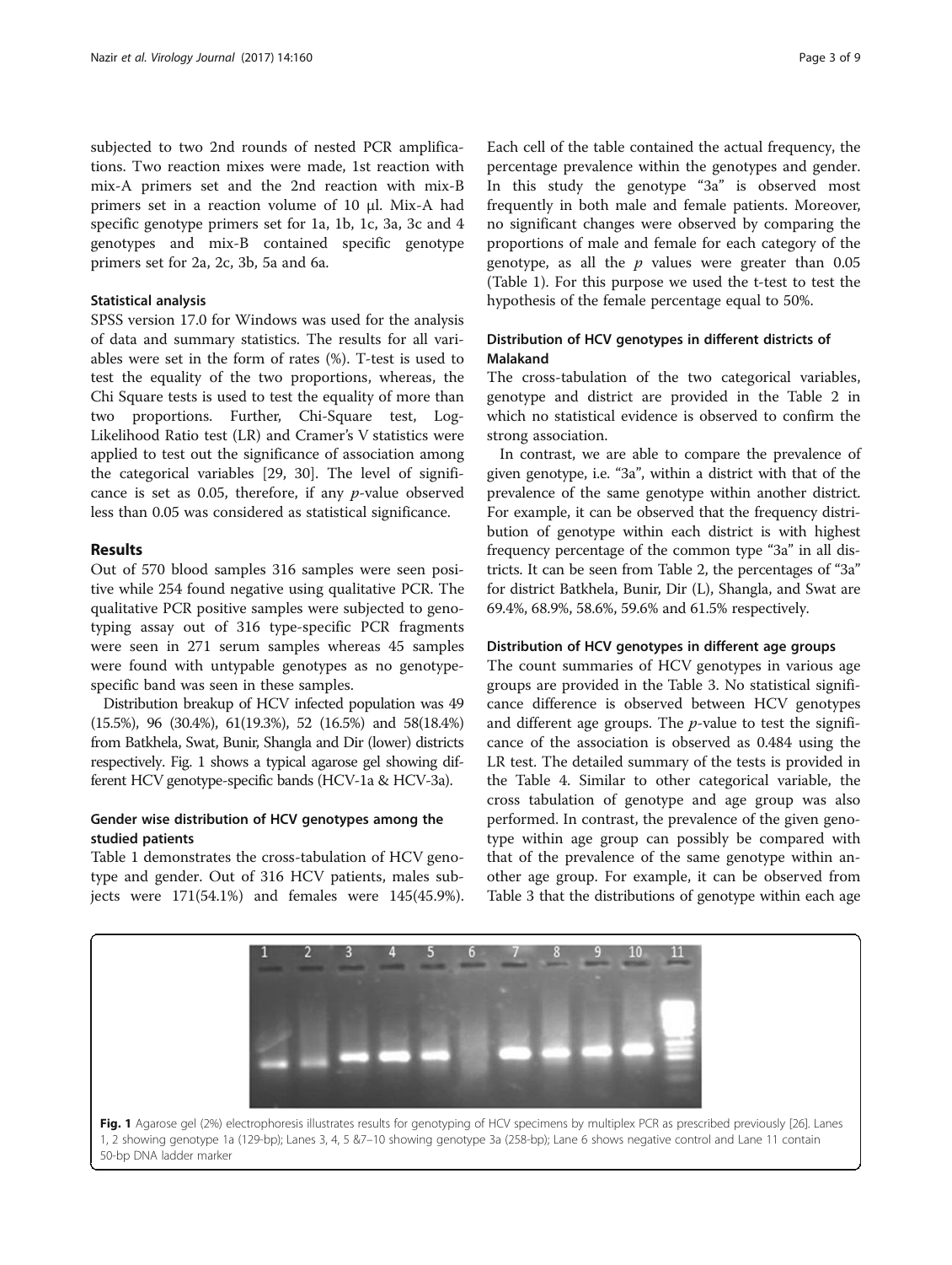subjected to two 2nd rounds of nested PCR amplifications. Two reaction mixes were made, 1st reaction with mix-A primers set and the 2nd reaction with mix-B primers set in a reaction volume of 10 μl. Mix-A had specific genotype primers set for 1a, 1b, 1c, 3a, 3c and 4 genotypes and mix-B contained specific genotype primers set for 2a, 2c, 3b, 5a and 6a.

### Statistical analysis

SPSS version 17.0 for Windows was used for the analysis of data and summary statistics. The results for all variables were set in the form of rates (%). T-test is used to test the equality of the two proportions, whereas, the Chi Square tests is used to test the equality of more than two proportions. Further, Chi-Square test, Log-Likelihood Ratio test (LR) and Cramer's V statistics were applied to test out the significance of association among the categorical variables [29, 30]. The level of significance is set as 0.05, therefore, if any *p*-value observed less than 0.05 was considered as statistical significance.

## Results

Out of 570 blood samples 316 samples were seen positive while 254 found negative using qualitative PCR. The qualitative PCR positive samples were subjected to genotyping assay out of 316 type-specific PCR fragments were seen in 271 serum samples whereas 45 samples were found with untypable genotypes as no genotype-specific band was seen in these samples.

Distribution breakup of HCV infected population was 49 (15.5%), 96 (30.4%), 61(19.3%), 52 (16.5%) and 58(18.4%) from Batkhela, Swat, Bunir, Shangla and Dir (lower) districts respectively. Fig. 1 shows a typical agarose gel showing different HCV genotype-specific bands (HCV-1a & HCV-3a).

### Gender wise distribution of HCV genotypes among the studied patients

Table 1 demonstrates the cross-tabulation of HCV genotype and gender. Out of 316 HCV patients, males subjects were 171(54.1%) and females were 145(45.9%). Each cell of the table contained the actual frequency, the percentage prevalence within the genotypes and gender. In this study the genotype "3a" is observed most frequently in both male and female patients. Moreover, no significant changes were observed by comparing the proportions of male and female for each category of the genotype, as all the *p* values were greater than 0.05 (Table 1). For this purpose we used the t-test to test the hypothesis of the female percentage equal to 50%.

### Distribution of HCV genotypes in different districts of Malakand

The cross-tabulation of the two categorical variables, genotype and district are provided in the Table 2 in which no statistical evidence is observed to confirm the strong association.

In contrast, we are able to compare the prevalence of given genotype, i.e. "3a", within a district with that of the prevalence of the same genotype within another district. For example, it can be observed that the frequency distribution of genotype within each district is with highest frequency percentage of the common type "3a" in all districts. It can be seen from Table 2, the percentages of "3a" for district Batkhela, Bunir, Dir (L), Shangla, and Swat are 69.4%, 68.9%, 58.6%, 59.6% and 61.5% respectively.

### Distribution of HCV genotypes in different age groups

The count summaries of HCV genotypes in various age groups are provided in the Table 3. No statistical significance difference is observed between HCV genotypes and different age groups. The *p*-value to test the significance of the association is observed as 0.484 using the LR test. The detailed summary of the tests is provided in the Table 4. Similar to other categorical variable, the cross tabulation of genotype and age group was also performed. In contrast, the prevalence of the given genotype within age group can possibly be compared with that of the prevalence of the same genotype within another age group. For example, it can be observed from Table 3 that the distributions of genotype within each age

**Fig. 1** Agarose gel (2%) electrophoresis illustrates results for genotyping of HCV specimens by multiplex PCR as prescribed previously [26]. Lanes 1, 2 showing genotype 1a (129-bp); Lanes 3, 4, 5 &7–10 showing genotype 3a (258-bp); Lane 6 shows negative control and Lane 11 contain 50-bp DNA ladder marker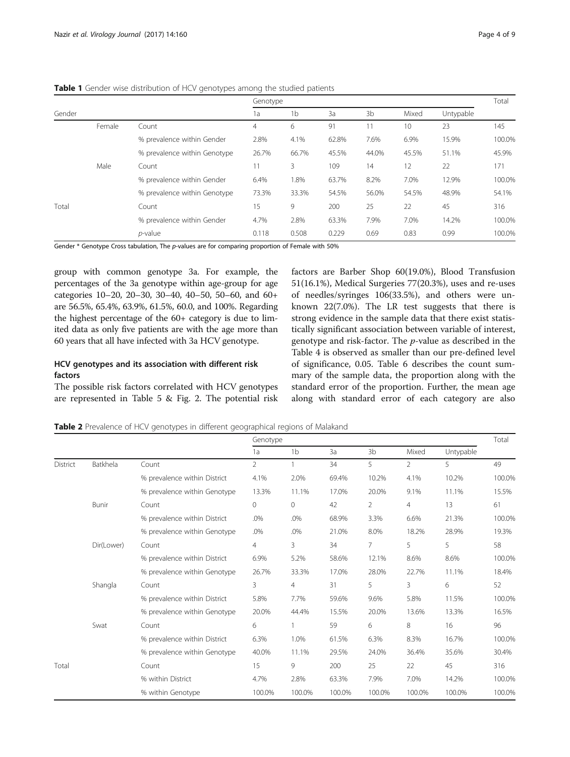**Table 1** Gender wise distribution of HCV genotypes among the studied patients

| Gender | | | Genotype | | | | | | Total |
|---|---|---|---|---|---|---|---|---|---|
| | | | 1a | 1b | 3a | 3b | Mixed | Untypable | |
| | Female | Count | 4 | 6 | 91 | 11 | 10 | 23 | 145 |
| | | % prevalence within Gender | 2.8% | 4.1% | 62.8% | 7.6% | 6.9% | 15.9% | 100.0% |
| | | % prevalence within Genotype | 26.7% | 66.7% | 45.5% | 44.0% | 45.5% | 51.1% | 45.9% |
| | Male | Count | 11 | 3 | 109 | 14 | 12 | 22 | 171 |
| | | % prevalence within Gender | 6.4% | 1.8% | 63.7% | 8.2% | 7.0% | 12.9% | 100.0% |
| | | % prevalence within Genotype | 73.3% | 33.3% | 54.5% | 56.0% | 54.5% | 48.9% | 54.1% |
| Total | | Count | 15 | 9 | 200 | 25 | 22 | 45 | 316 |
| | | % prevalence within Gender | 4.7% | 2.8% | 63.3% | 7.9% | 7.0% | 14.2% | 100.0% |
| | | *p*-value | 0.118 | 0.508 | 0.229 | 0.69 | 0.83 | 0.99 | 100.0% |

Gender * Genotype Cross tabulation, The *p*-values are for comparing proportion of Female with 50%

group with common genotype 3a. For example, the percentages of the 3a genotype within age-group for age categories 10–20, 20–30, 30–40, 40–50, 50–60, and 60+ are 56.5%, 65.4%, 63.9%, 61.5%, 60.0, and 100%. Regarding the highest percentage of the 60+ category is due to limited data as only five patients are with the age more than 60 years that all have infected with 3a HCV genotype.

## HCV genotypes and its association with different risk factors

The possible risk factors correlated with HCV genotypes are represented in Table 5 & Fig. 2. The potential risk factors are Barber Shop 60(19.0%), Blood Transfusion 51(16.1%), Medical Surgeries 77(20.3%), uses and re-uses of needles/syringes 106(33.5%), and others were unknown 22(7.0%). The LR test suggests that there is strong evidence in the sample data that there exist statistically significant association between variable of interest, genotype and risk-factor. The *p*-value as described in the Table 4 is observed as smaller than our pre-defined level of significance, 0.05. Table 6 describes the count summary of the sample data, the proportion along with the standard error of the proportion. Further, the mean age along with standard error of each category are also

**Table 2** Prevalence of HCV genotypes in different geographical regions of Malakand

| | | | Genotype | | | | | | Total |
|---|---|---|---|---|---|---|---|---|---|
| | | | 1a | 1b | 3a | 3b | Mixed | Untypable | |
| District | Batkhela | Count | 2 | 1 | 34 | 5 | 2 | 5 | 49 |
| | | % prevalence within District | 4.1% | 2.0% | 69.4% | 10.2% | 4.1% | 10.2% | 100.0% |
| | | % prevalence within Genotype | 13.3% | 11.1% | 17.0% | 20.0% | 9.1% | 11.1% | 15.5% |
| | Bunir | Count | 0 | 0 | 42 | 2 | 4 | 13 | 61 |
| | | % prevalence within District | .0% | .0% | 68.9% | 3.3% | 6.6% | 21.3% | 100.0% |
| | | % prevalence within Genotype | .0% | .0% | 21.0% | 8.0% | 18.2% | 28.9% | 19.3% |
| | Dir(Lower) | Count | 4 | 3 | 34 | 7 | 5 | 5 | 58 |
| | | % prevalence within District | 6.9% | 5.2% | 58.6% | 12.1% | 8.6% | 8.6% | 100.0% |
| | | % prevalence within Genotype | 26.7% | 33.3% | 17.0% | 28.0% | 22.7% | 11.1% | 18.4% |
| | Shangla | Count | 3 | 4 | 31 | 5 | 3 | 6 | 52 |
| | | % prevalence within District | 5.8% | 7.7% | 59.6% | 9.6% | 5.8% | 11.5% | 100.0% |
| | | % prevalence within Genotype | 20.0% | 44.4% | 15.5% | 20.0% | 13.6% | 13.3% | 16.5% |
| | Swat | Count | 6 | 1 | 59 | 6 | 8 | 16 | 96 |
| | | % prevalence within District | 6.3% | 1.0% | 61.5% | 6.3% | 8.3% | 16.7% | 100.0% |
| | | % prevalence within Genotype | 40.0% | 11.1% | 29.5% | 24.0% | 36.4% | 35.6% | 30.4% |
| Total | | Count | 15 | 9 | 200 | 25 | 22 | 45 | 316 |
| | | % within District | 4.7% | 2.8% | 63.3% | 7.9% | 7.0% | 14.2% | 100.0% |
| | | % within Genotype | 100.0% | 100.0% | 100.0% | 100.0% | 100.0% | 100.0% | 100.0% |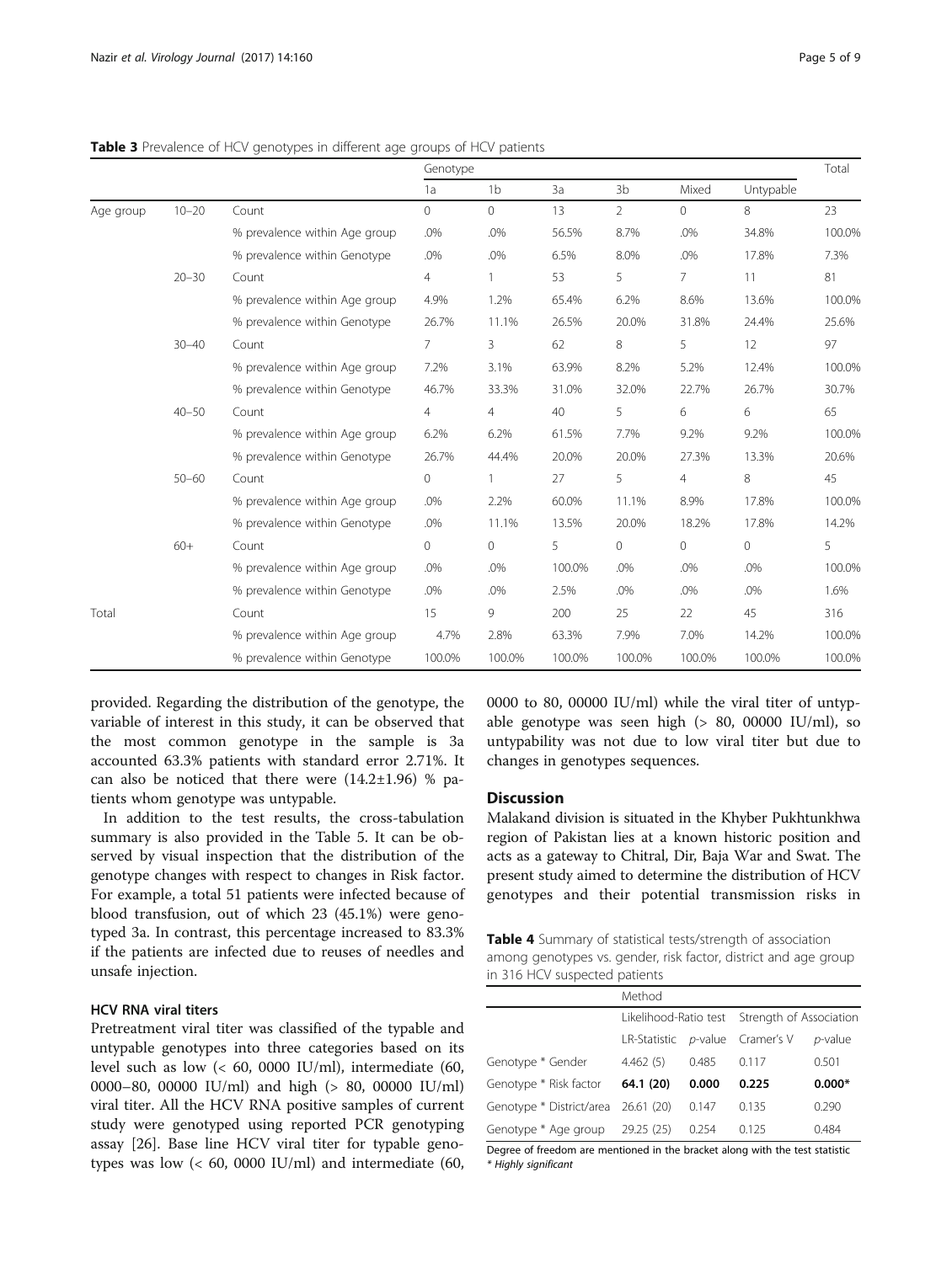**Table 3** Prevalence of HCV genotypes in different age groups of HCV patients

| | | | Genotype | | | | | | Total |
|---|---|---|---|---|---|---|---|---|---|
| | | | 1a | 1b | 3a | 3b | Mixed | Untypable | |
| Age group | 10–20 | Count | 0 | 0 | 13 | 2 | 0 | 8 | 23 |
| | | % prevalence within Age group | .0% | .0% | 56.5% | 8.7% | .0% | 34.8% | 100.0% |
| | | % prevalence within Genotype | .0% | .0% | 6.5% | 8.0% | .0% | 17.8% | 7.3% |
| | 20–30 | Count | 4 | 1 | 53 | 5 | 7 | 11 | 81 |
| | | % prevalence within Age group | 4.9% | 1.2% | 65.4% | 6.2% | 8.6% | 13.6% | 100.0% |
| | | % prevalence within Genotype | 26.7% | 11.1% | 26.5% | 20.0% | 31.8% | 24.4% | 25.6% |
| | 30–40 | Count | 7 | 3 | 62 | 8 | 5 | 12 | 97 |
| | | % prevalence within Age group | 7.2% | 3.1% | 63.9% | 8.2% | 5.2% | 12.4% | 100.0% |
| | | % prevalence within Genotype | 46.7% | 33.3% | 31.0% | 32.0% | 22.7% | 26.7% | 30.7% |
| | 40–50 | Count | 4 | 4 | 40 | 5 | 6 | 6 | 65 |
| | | % prevalence within Age group | 6.2% | 6.2% | 61.5% | 7.7% | 9.2% | 9.2% | 100.0% |
| | | % prevalence within Genotype | 26.7% | 44.4% | 20.0% | 20.0% | 27.3% | 13.3% | 20.6% |
| | 50–60 | Count | 0 | 1 | 27 | 5 | 4 | 8 | 45 |
| | | % prevalence within Age group | .0% | 2.2% | 60.0% | 11.1% | 8.9% | 17.8% | 100.0% |
| | | % prevalence within Genotype | .0% | 11.1% | 13.5% | 20.0% | 18.2% | 17.8% | 14.2% |
| | 60+ | Count | 0 | 0 | 5 | 0 | 0 | 0 | 5 |
| | | % prevalence within Age group | .0% | .0% | 100.0% | .0% | .0% | .0% | 100.0% |
| | | % prevalence within Genotype | .0% | .0% | 2.5% | .0% | .0% | .0% | 1.6% |
| Total | | Count | 15 | 9 | 200 | 25 | 22 | 45 | 316 |
| | | % prevalence within Age group | 4.7% | 2.8% | 63.3% | 7.9% | 7.0% | 14.2% | 100.0% |
| | | % prevalence within Genotype | 100.0% | 100.0% | 100.0% | 100.0% | 100.0% | 100.0% | 100.0% |

provided. Regarding the distribution of the genotype, the variable of interest in this study, it can be observed that the most common genotype in the sample is 3a accounted 63.3% patients with standard error 2.71%. It can also be noticed that there were (14.2±1.96) % patients whom genotype was untypable.

In addition to the test results, the cross-tabulation summary is also provided in the Table 5. It can be observed by visual inspection that the distribution of the genotype changes with respect to changes in Risk factor. For example, a total 51 patients were infected because of blood transfusion, out of which 23 (45.1%) were genotyped 3a. In contrast, this percentage increased to 83.3% if the patients are infected due to reuses of needles and unsafe injection.

### HCV RNA viral titers

Pretreatment viral titer was classified of the typable and untypable genotypes into three categories based on its level such as low (< 60, 0000 IU/ml), intermediate (60, 0000–80, 00000 IU/ml) and high (> 80, 00000 IU/ml) viral titer. All the HCV RNA positive samples of current study were genotyped using reported PCR genotyping assay [26]. Base line HCV viral titer for typable genotypes was low (< 60, 0000 IU/ml) and intermediate (60, 0000 to 80, 00000 IU/ml) while the viral titer of untypable genotype was seen high (> 80, 00000 IU/ml), so untypability was not due to low viral titer but due to changes in genotypes sequences.

## Discussion

Malakand division is situated in the Khyber Pukhtunkhwa region of Pakistan lies at a known historic position and acts as a gateway to Chitral, Dir, Baja War and Swat. The present study aimed to determine the distribution of HCV genotypes and their potential transmission risks in

**Table 4** Summary of statistical tests/strength of association among genotypes vs. gender, risk factor, district and age group in 316 HCV suspected patients

| | Method | | | |
|---|---|---|---|---|
| | Likelihood-Ratio test | | Strength of Association | |
| | LR-Statistic | *p*-value | Cramer's V | *p*-value |
| Genotype * Gender | 4.462 (5) | 0.485 | 0.117 | 0.501 |
| **Genotype * Risk factor** | **64.1 (20)** | **0.000** | **0.225** | **0.000*** |
| Genotype * District/area | 26.61 (20) | 0.147 | 0.135 | 0.290 |
| Genotype * Age group | 29.25 (25) | 0.254 | 0.125 | 0.484 |

Degree of freedom are mentioned in the bracket along with the test statistic
* *Highly significant*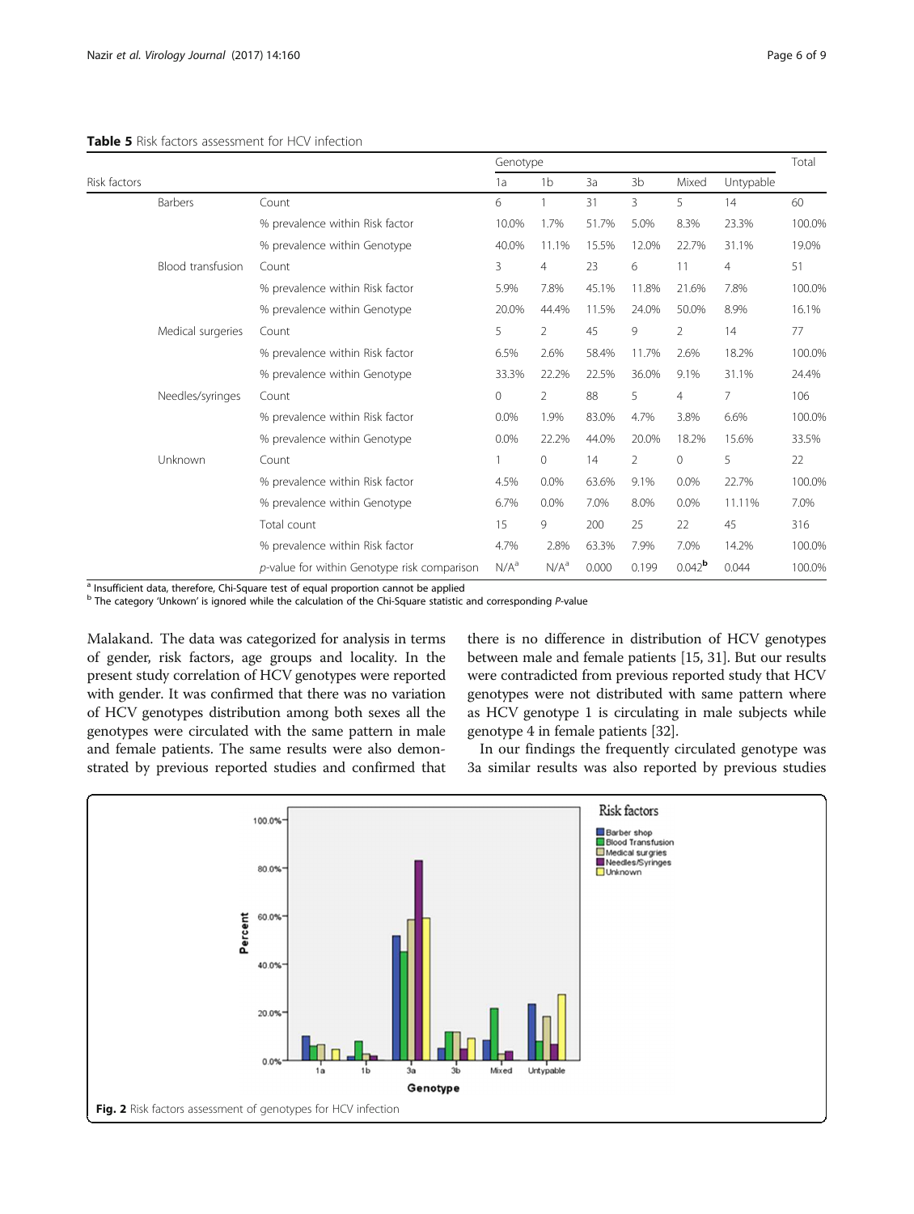**Table 5** Risk factors assessment for HCV infection

| Risk factors | | Genotype | | | | | | Total |
|---|---|---|---|---|---|---|---|---|
| | | 1a | 1b | 3a | 3b | Mixed | Untypable | |
| Barbers | Count | 6 | 1 | 31 | 3 | 5 | 14 | 60 |
| | % prevalence within Risk factor | 10.0% | 1.7% | 51.7% | 5.0% | 8.3% | 23.3% | 100.0% |
| | % prevalence within Genotype | 40.0% | 11.1% | 15.5% | 12.0% | 22.7% | 31.1% | 19.0% |
| Blood transfusion | Count | 3 | 4 | 23 | 6 | 11 | 4 | 51 |
| | % prevalence within Risk factor | 5.9% | 7.8% | 45.1% | 11.8% | 21.6% | 7.8% | 100.0% |
| | % prevalence within Genotype | 20.0% | 44.4% | 11.5% | 24.0% | 50.0% | 8.9% | 16.1% |
| Medical surgeries | Count | 5 | 2 | 45 | 9 | 2 | 14 | 77 |
| | % prevalence within Risk factor | 6.5% | 2.6% | 58.4% | 11.7% | 2.6% | 18.2% | 100.0% |
| | % prevalence within Genotype | 33.3% | 22.2% | 22.5% | 36.0% | 9.1% | 31.1% | 24.4% |
| Needles/syringes | Count | 0 | 2 | 88 | 5 | 4 | 7 | 106 |
| | % prevalence within Risk factor | 0.0% | 1.9% | 83.0% | 4.7% | 3.8% | 6.6% | 100.0% |
| | % prevalence within Genotype | 0.0% | 22.2% | 44.0% | 20.0% | 18.2% | 15.6% | 33.5% |
| Unknown | Count | 1 | 0 | 14 | 2 | 0 | 5 | 22 |
| | % prevalence within Risk factor | 4.5% | 0.0% | 63.6% | 9.1% | 0.0% | 22.7% | 100.0% |
| | % prevalence within Genotype | 6.7% | 0.0% | 7.0% | 8.0% | 0.0% | 11.11% | 7.0% |
| | Total count | 15 | 9 | 200 | 25 | 22 | 45 | 316 |
| | % prevalence within Risk factor | 4.7% | 2.8% | 63.3% | 7.9% | 7.0% | 14.2% | 100.0% |
| | *p*-value for within Genotype risk comparison | N/A[a] | N/A[a] | 0.000 | 0.199 | 0.042[b] | 0.044 | 100.0% |

[a] Insufficient data, therefore, Chi-Square test of equal proportion cannot be applied
[b] The category 'Unkown' is ignored while the calculation of the Chi-Square statistic and corresponding *P*-value

Malakand. The data was categorized for analysis in terms of gender, risk factors, age groups and locality. In the present study correlation of HCV genotypes were reported with gender. It was confirmed that there was no variation of HCV genotypes distribution among both sexes all the genotypes were circulated with the same pattern in male and female patients. The same results were also demonstrated by previous reported studies and confirmed that there is no difference in distribution of HCV genotypes between male and female patients [15, 31]. But our results were contradicted from previous reported study that HCV genotypes were not distributed with same pattern where as HCV genotype 1 is circulating in male subjects while genotype 4 in female patients [32].

In our findings the frequently circulated genotype was 3a similar results was also reported by previous studies

**Fig. 2** Risk factors assessment of genotypes for HCV infection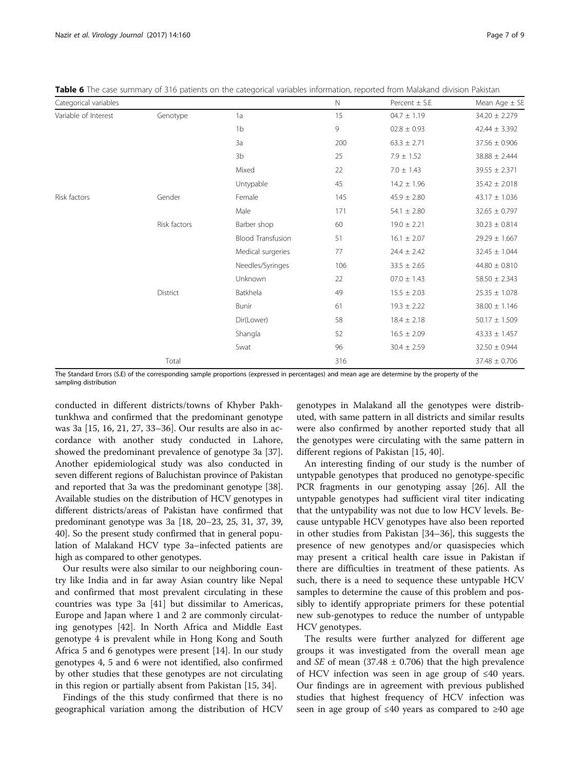**Table 6** The case summary of 316 patients on the categorical variables information, reported from Malakand division Pakistan

| Categorical variables | | | N | Percent ± S.E | Mean Age ± SE |
|---|---|---|---|---|---|
| Variable of Interest | Genotype | 1a | 15 | 04.7 ± 1.19 | 34.20 ± 2.279 |
| | | 1b | 9 | 02.8 ± 0.93 | 42.44 ± 3.392 |
| | | 3a | 200 | 63.3 ± 2.71 | 37.56 ± 0.906 |
| | | 3b | 25 | 7.9 ± 1.52 | 38.88 ± 2.444 |
| | | Mixed | 22 | 7.0 ± 1.43 | 39.55 ± 2.371 |
| | | Untypable | 45 | 14.2 ± 1.96 | 35.42 ± 2.018 |
| Risk factors | Gender | Female | 145 | 45.9 ± 2.80 | 43.17 ± 1.036 |
| | | Male | 171 | 54.1 ± 2.80 | 32.65 ± 0.797 |
| | Risk factors | Barber shop | 60 | 19.0 ± 2.21 | 30.23 ± 0.814 |
| | | Blood Transfusion | 51 | 16.1 ± 2.07 | 29.29 ± 1.667 |
| | | Medical surgeries | 77 | 24.4 ± 2.42 | 32.45 ± 1.044 |
| | | Needles/Syringes | 106 | 33.5 ± 2.65 | 44.80 ± 0.810 |
| | | Unknown | 22 | 07.0 ± 1.43 | 58.50 ± 2.343 |
| | District | Batkhela | 49 | 15.5 ± 2.03 | 25.35 ± 1.078 |
| | | Bunir | 61 | 19.3 ± 2.22 | 38.00 ± 1.146 |
| | | Dir(Lower) | 58 | 18.4 ± 2.18 | 50.17 ± 1.509 |
| | | Shangla | 52 | 16.5 ± 2.09 | 43.33 ± 1.457 |
| | | Swat | 96 | 30.4 ± 2.59 | 32.50 ± 0.944 |
| | Total | | 316 | | 37.48 ± 0.706 |

The Standard Errors (S.E) of the corresponding sample proportions (expressed in percentages) and mean age are determine by the property of the sampling distribution

conducted in different districts/towns of Khyber Pakhtunkhwa and confirmed that the predominant genotype was 3a [15, 16, 21, 27, 33–36]. Our results are also in accordance with another study conducted in Lahore, showed the predominant prevalence of genotype 3a [37]. Another epidemiological study was also conducted in seven different regions of Baluchistan province of Pakistan and reported that 3a was the predominant genotype [38]. Available studies on the distribution of HCV genotypes in different districts/areas of Pakistan have confirmed that predominant genotype was 3a [18, 20–23, 25, 31, 37, 39, 40]. So the present study confirmed that in general population of Malakand HCV type 3a–infected patients are high as compared to other genotypes.

Our results were also similar to our neighboring country like India and in far away Asian country like Nepal and confirmed that most prevalent circulating in these countries was type 3a [41] but dissimilar to Americas, Europe and Japan where 1 and 2 are commonly circulating genotypes [42]. In North Africa and Middle East genotype 4 is prevalent while in Hong Kong and South Africa 5 and 6 genotypes were present [14]. In our study genotypes 4, 5 and 6 were not identified, also confirmed by other studies that these genotypes are not circulating in this region or partially absent from Pakistan [15, 34].

Findings of the this study confirmed that there is no geographical variation among the distribution of HCV genotypes in Malakand all the genotypes were distributed, with same pattern in all districts and similar results were also confirmed by another reported study that all the genotypes were circulating with the same pattern in different regions of Pakistan [15, 40].

An interesting finding of our study is the number of untypable genotypes that produced no genotype-specific PCR fragments in our genotyping assay [26]. All the untypable genotypes had sufficient viral titer indicating that the untypability was not due to low HCV levels. Because untypable HCV genotypes have also been reported in other studies from Pakistan [34–36], this suggests the presence of new genotypes and/or quasispecies which may present a critical health care issue in Pakistan if there are difficulties in treatment of these patients. As such, there is a need to sequence these untypable HCV samples to determine the cause of this problem and possibly to identify appropriate primers for these potential new sub-genotypes to reduce the number of untypable HCV genotypes.

The results were further analyzed for different age groups it was investigated from the overall mean age and *SE* of mean (37.48 ± 0.706) that the high prevalence of HCV infection was seen in age group of ≤40 years. Our findings are in agreement with previous published studies that highest frequency of HCV infection was seen in age group of ≤40 years as compared to ≥40 age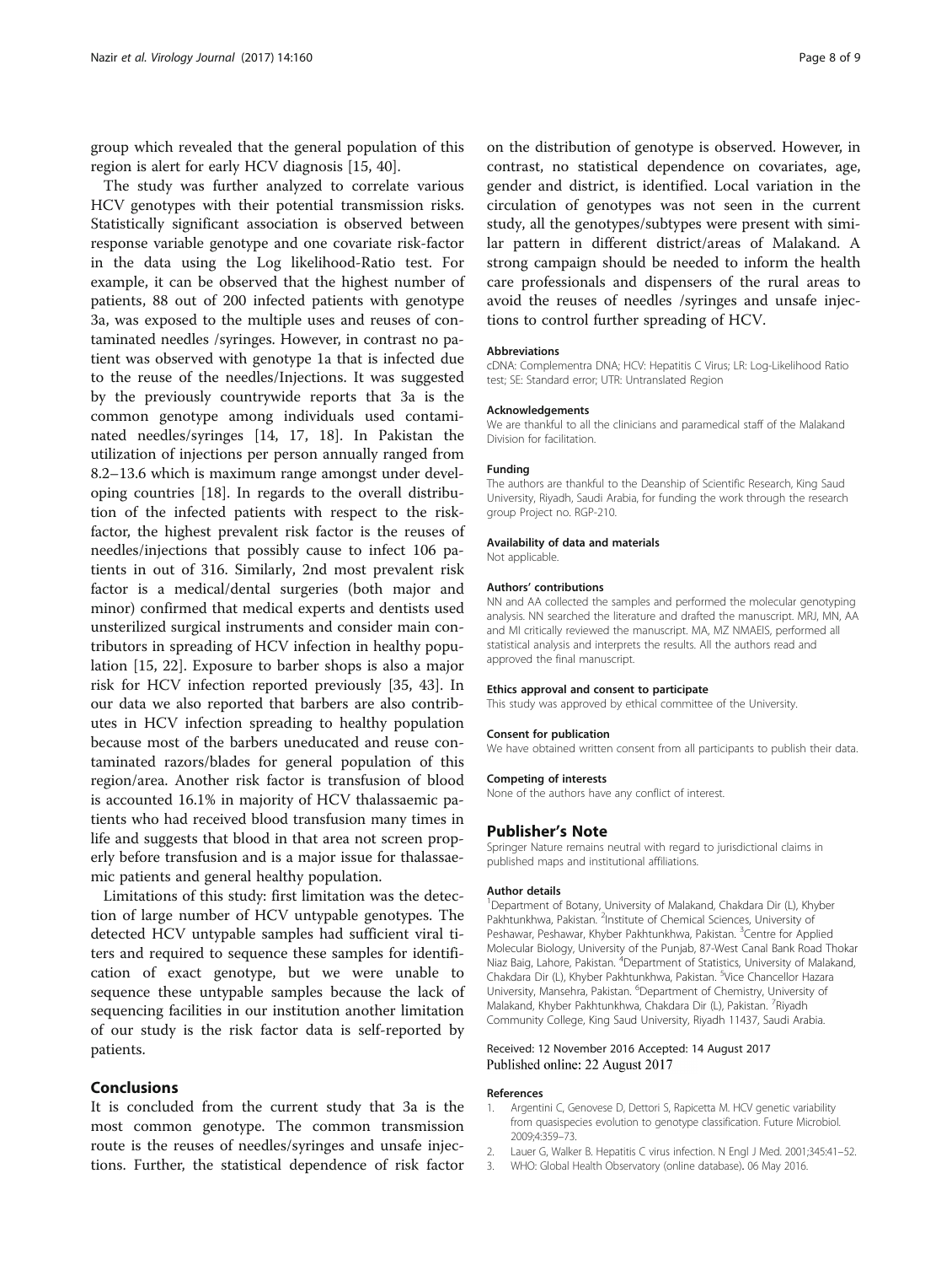group which revealed that the general population of this region is alert for early HCV diagnosis [15, 40].

The study was further analyzed to correlate various HCV genotypes with their potential transmission risks. Statistically significant association is observed between response variable genotype and one covariate risk-factor in the data using the Log likelihood-Ratio test. For example, it can be observed that the highest number of patients, 88 out of 200 infected patients with genotype 3a, was exposed to the multiple uses and reuses of contaminated needles /syringes. However, in contrast no patient was observed with genotype 1a that is infected due to the reuse of the needles/Injections. It was suggested by the previously countrywide reports that 3a is the common genotype among individuals used contaminated needles/syringes [14, 17, 18]. In Pakistan the utilization of injections per person annually ranged from 8.2–13.6 which is maximum range amongst under developing countries [18]. In regards to the overall distribution of the infected patients with respect to the risk-factor, the highest prevalent risk factor is the reuses of needles/injections that possibly cause to infect 106 patients in out of 316. Similarly, 2nd most prevalent risk factor is a medical/dental surgeries (both major and minor) confirmed that medical experts and dentists used unsterilized surgical instruments and consider main contributors in spreading of HCV infection in healthy population [15, 22]. Exposure to barber shops is also a major risk for HCV infection reported previously [35, 43]. In our data we also reported that barbers are also contributes in HCV infection spreading to healthy population because most of the barbers uneducated and reuse contaminated razors/blades for general population of this region/area. Another risk factor is transfusion of blood is accounted 16.1% in majority of HCV thalassaemic patients who had received blood transfusion many times in life and suggests that blood in that area not screen properly before transfusion and is a major issue for thalassaemic patients and general healthy population.

Limitations of this study: first limitation was the detection of large number of HCV untypable genotypes. The detected HCV untypable samples had sufficient viral titers and required to sequence these samples for identification of exact genotype, but we were unable to sequence these untypable samples because the lack of sequencing facilities in our institution another limitation of our study is the risk factor data is self-reported by patients.

## Conclusions

It is concluded from the current study that 3a is the most common genotype. The common transmission route is the reuses of needles/syringes and unsafe injections. Further, the statistical dependence of risk factor on the distribution of genotype is observed. However, in contrast, no statistical dependence on covariates, age, gender and district, is identified. Local variation in the circulation of genotypes was not seen in the current study, all the genotypes/subtypes were present with similar pattern in different district/areas of Malakand. A strong campaign should be needed to inform the health care professionals and dispensers of the rural areas to avoid the reuses of needles /syringes and unsafe injections to control further spreading of HCV.

### Abbreviations

cDNA: Complementra DNA; HCV: Hepatitis C Virus; LR: Log-Likelihood Ratio test; SE: Standard error; UTR: Untranslated Region

### Acknowledgements

We are thankful to all the clinicians and paramedical staff of the Malakand Division for facilitation.

### Funding

The authors are thankful to the Deanship of Scientific Research, King Saud University, Riyadh, Saudi Arabia, for funding the work through the research group Project no. RGP-210.

### Availability of data and materials

Not applicable.

### Authors' contributions

NN and AA collected the samples and performed the molecular genotyping analysis. NN searched the literature and drafted the manuscript. MRJ, MN, AA and MI critically reviewed the manuscript. MA, MZ NMAEIS, performed all statistical analysis and interprets the results. All the authors read and approved the final manuscript.

### Ethics approval and consent to participate

This study was approved by ethical committee of the University.

### Consent for publication

We have obtained written consent from all participants to publish their data.

### Competing of interests

None of the authors have any conflict of interest.

## Publisher's Note

Springer Nature remains neutral with regard to jurisdictional claims in published maps and institutional affiliations.

### Author details

[1]Department of Botany, University of Malakand, Chakdara Dir (L), Khyber Pakhtunkhwa, Pakistan. [2]Institute of Chemical Sciences, University of Peshawar, Peshawar, Khyber Pakhtunkhwa, Pakistan. [3]Centre for Applied Molecular Biology, University of the Punjab, 87-West Canal Bank Road Thokar Niaz Baig, Lahore, Pakistan. [4]Department of Statistics, University of Malakand, Chakdara Dir (L), Khyber Pakhtunkhwa, Pakistan. [5]Vice Chancellor Hazara University, Mansehra, Pakistan. [6]Department of Chemistry, University of Malakand, Khyber Pakhtunkhwa, Chakdara Dir (L), Pakistan. [7]Riyadh Community College, King Saud University, Riyadh 11437, Saudi Arabia.

Received: 12 November 2016 Accepted: 14 August 2017
Published online: 22 August 2017

### References

1. Argentini C, Genovese D, Dettori S, Rapicetta M. HCV genetic variability from quasispecies evolution to genotype classification. Future Microbiol. 2009;4:359–73.
2. Lauer G, Walker B. Hepatitis C virus infection. N Engl J Med. 2001;345:41–52.
3. WHO: Global Health Observatory (online database). 06 May 2016.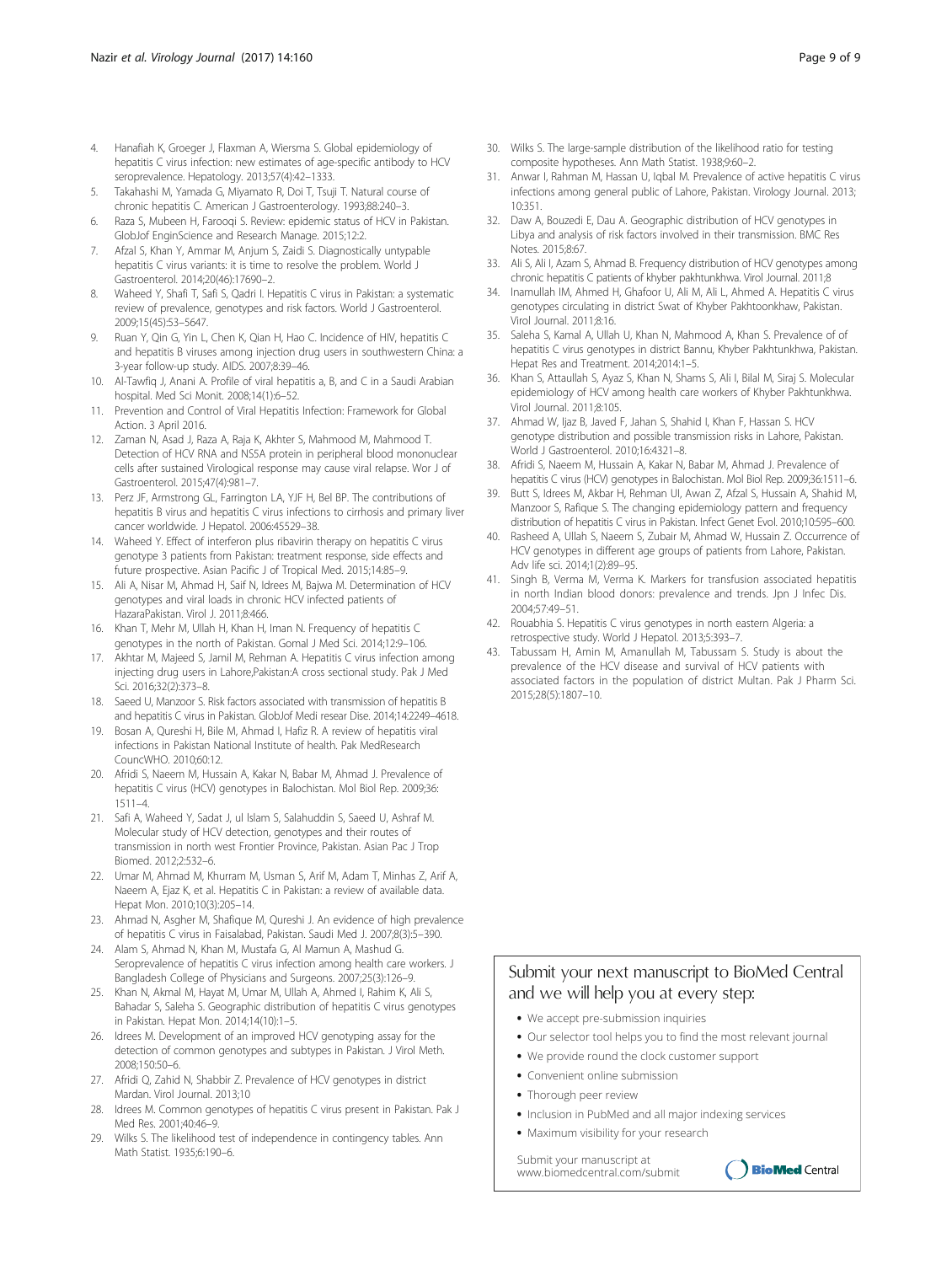4. Hanafiah K, Groeger J, Flaxman A, Wiersma S. Global epidemiology of hepatitis C virus infection: new estimates of age-specific antibody to HCV seroprevalence. Hepatology. 2013;57(4):42–1333.
5. Takahashi M, Yamada G, Miyamoto R, Doi T, Tsuji T. Natural course of chronic hepatitis C. American J Gastroenterology. 1993;88:240–3.
6. Raza S, Mubeen H, Farooqi S. Review: epidemic status of HCV in Pakistan. GlobJof EnginScience and Research Manage. 2015;12:2.
7. Afzal S, Khan Y, Ammar M, Anjum S, Zaidi S. Diagnostically untypable hepatitis C virus variants: it is time to resolve the problem. World J Gastroenterol. 2014;20(46):17690–2.
8. Waheed Y, Shafi T, Safi S, Qadri I. Hepatitis C virus in Pakistan: a systematic review of prevalence, genotypes and risk factors. World J Gastroenterol. 2009;15(45):53–5647.
9. Ruan Y, Qin G, Yin L, Chen K, Qian H, Hao C. Incidence of HIV, hepatitis C and hepatitis B viruses among injection drug users in southwestern China: a 3-year follow-up study. AIDS. 2007;8:39–46.
10. Al-Tawfiq J, Anani A. Profile of viral hepatitis a, B, and C in a Saudi Arabian hospital. Med Sci Monit. 2008;14(1):6–52.
11. Prevention and Control of Viral Hepatitis Infection: Framework for Global Action. 3 April 2016.
12. Zaman N, Asad J, Raza A, Raja K, Akhter S, Mahmood M, Mahmood T. Detection of HCV RNA and NS5A protein in peripheral blood mononuclear cells after sustained Virological response may cause viral relapse. Wor J of Gastroenterol. 2015;47(4):981–7.
13. Perz JF, Armstrong GL, Farrington LA, YJF H, Bel BP. The contributions of hepatitis B virus and hepatitis C virus infections to cirrhosis and primary liver cancer worldwide. J Hepatol. 2006;45529–38.
14. Waheed Y. Effect of interferon plus ribavirin therapy on hepatitis C virus genotype 3 patients from Pakistan: treatment response, side effects and future prospective. Asian Pacific J of Tropical Med. 2015;14:85–9.
15. Ali A, Nisar M, Ahmad H, Saif N, Idrees M, Bajwa M. Determination of HCV genotypes and viral loads in chronic HCV infected patients of HazaraPakistan. Virol J. 2011;8:466.
16. Khan T, Mehr M, Ullah H, Khan H, Iman N. Frequency of hepatitis C genotypes in the north of Pakistan. Gomal J Med Sci. 2014;12:9–106.
17. Akhtar M, Majeed S, Jamil M, Rehman A. Hepatitis C virus infection among injecting drug users in Lahore,Pakistan:A cross sectional study. Pak J Med Sci. 2016;32(2):373–8.
18. Saeed U, Manzoor S. Risk factors associated with transmission of hepatitis B and hepatitis C virus in Pakistan. GlobJof Medi resear Dise. 2014;14:2249–4618.
19. Bosan A, Qureshi H, Bile M, Ahmad I, Hafiz R. A review of hepatitis viral infections in Pakistan National Institute of health. Pak MedResearch CouncWHO. 2010;60:12.
20. Afridi S, Naeem M, Hussain A, Kakar N, Babar M, Ahmad J. Prevalence of hepatitis C virus (HCV) genotypes in Balochistan. Mol Biol Rep. 2009;36: 1511–4.
21. Safi A, Waheed Y, Sadat J, ul Islam S, Salahuddin S, Saeed U, Ashraf M. Molecular study of HCV detection, genotypes and their routes of transmission in north west Frontier Province, Pakistan. Asian Pac J Trop Biomed. 2012;2:532–6.
22. Umar M, Ahmad M, Khurram M, Usman S, Arif M, Adam T, Minhas Z, Arif A, Naeem A, Ejaz K, et al. Hepatitis C in Pakistan: a review of available data. Hepat Mon. 2010;10(3):205–14.
23. Ahmad N, Asgher M, Shafique M, Qureshi J. An evidence of high prevalence of hepatitis C virus in Faisalabad, Pakistan. Saudi Med J. 2007;8(3):5–390.
24. Alam S, Ahmad N, Khan M, Mustafa G, Al Mamun A, Mashud G. Seroprevalence of hepatitis C virus infection among health care workers. J Bangladesh College of Physicians and Surgeons. 2007;25(3):126–9.
25. Khan N, Akmal M, Hayat M, Umar M, Ullah A, Ahmed I, Rahim K, Ali S, Bahadar S, Saleha S. Geographic distribution of hepatitis C virus genotypes in Pakistan. Hepat Mon. 2014;14(10):1–5.
26. Idrees M. Development of an improved HCV genotyping assay for the detection of common genotypes and subtypes in Pakistan. J Virol Meth. 2008;150:50–6.
27. Afridi Q, Zahid N, Shabbir Z. Prevalence of HCV genotypes in district Mardan. Virol Journal. 2013;10
28. Idrees M. Common genotypes of hepatitis C virus present in Pakistan. Pak J Med Res. 2001;40:46–9.
29. Wilks S. The likelihood test of independence in contingency tables. Ann Math Statist. 1935;6:190–6.
30. Wilks S. The large-sample distribution of the likelihood ratio for testing composite hypotheses. Ann Math Statist. 1938;9:60–2.
31. Anwar I, Rahman M, Hassan U, Iqbal M. Prevalence of active hepatitis C virus infections among general public of Lahore, Pakistan. Virology Journal. 2013; 10:351.
32. Daw A, Bouzedi E, Dau A. Geographic distribution of HCV genotypes in Libya and analysis of risk factors involved in their transmission. BMC Res Notes. 2015;8:67.
33. Ali S, Ali I, Azam S, Ahmad B. Frequency distribution of HCV genotypes among chronic hepatitis C patients of khyber pakhtunkhwa. Virol Journal. 2011;8
34. Inamullah IM, Ahmed H, Ghafoor U, Ali M, Ali L, Ahmed A. Hepatitis C virus genotypes circulating in district Swat of Khyber Pakhtoonkhaw, Pakistan. Virol Journal. 2011;8:16.
35. Saleha S, Kamal A, Ullah U, Khan N, Mahmood A, Khan S. Prevalence of of hepatitis C virus genotypes in district Bannu, Khyber Pakhtunkhwa, Pakistan. Hepat Res and Treatment. 2014;2014:1–5.
36. Khan S, Attaullah S, Ayaz S, Khan N, Shams S, Ali I, Bilal M, Siraj S. Molecular epidemiology of HCV among health care workers of Khyber Pakhtunkhwa. Virol Journal. 2011;8:105.
37. Ahmad W, Ijaz B, Javed F, Jahan S, Shahid I, Khan F, Hassan S. HCV genotype distribution and possible transmission risks in Lahore, Pakistan. World J Gastroenterol. 2010;16:4321–8.
38. Afridi S, Naeem M, Hussain A, Kakar N, Babar M, Ahmad J. Prevalence of hepatitis C virus (HCV) genotypes in Balochistan. Mol Biol Rep. 2009;36:1511–6.
39. Butt S, Idrees M, Akbar H, Rehman UI, Awan Z, Afzal S, Hussain A, Shahid M, Manzoor S, Rafique S. The changing epidemiology pattern and frequency distribution of hepatitis C virus in Pakistan. Infect Genet Evol. 2010;10:595–600.
40. Rasheed A, Ullah S, Naeem S, Zubair M, Ahmad W, Hussain Z. Occurrence of HCV genotypes in different age groups of patients from Lahore, Pakistan. Adv life sci. 2014;1(2):89–95.
41. Singh B, Verma M, Verma K. Markers for transfusion associated hepatitis in north Indian blood donors: prevalence and trends. Jpn J Infec Dis. 2004;57:49–51.
42. Rouabhia S. Hepatitis C virus genotypes in north eastern Algeria: a retrospective study. World J Hepatol. 2013;5:393–7.
43. Tabussam H, Amin M, Amanullah M, Tabussam S. Study is about the prevalence of the HCV disease and survival of HCV patients with associated factors in the population of district Multan. Pak J Pharm Sci. 2015;28(5):1807–10.

Submit your next manuscript to BioMed Central and we will help you at every step:

- We accept pre-submission inquiries
- Our selector tool helps you to find the most relevant journal
- We provide round the clock customer support
- Convenient online submission
- Thorough peer review
- Inclusion in PubMed and all major indexing services
- Maximum visibility for your research

Submit your manuscript at
www.biomedcentral.com/submit

BioMed Central